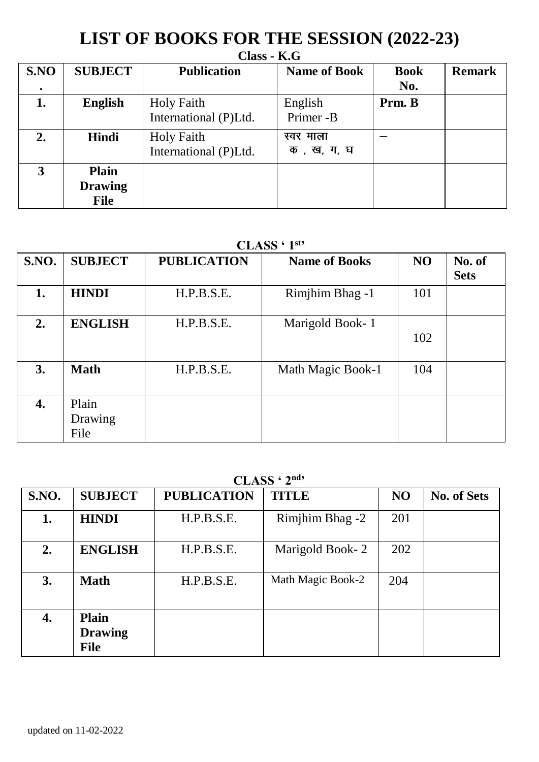# LIST OF BOOKS FOR THE SESSION (2022-23)

**Class - K.G**

| S.NO. | SUBJECT | Publication | Name of Book | Book No. | Remark |
|---|---|---|---|---|---|
| 1. | English | Holy Faith International (P)Ltd. | English Primer -B | Prm. B | |
| 2. | Hindi | Holy Faith International (P)Ltd. | स्वर माला क , ख, ग, घ | – | |
| 3 | Plain Drawing File | | | | |

**CLASS ' 1st'**

| S.NO. | SUBJECT | PUBLICATION | Name of Books | NO | No. of Sets |
|---|---|---|---|---|---|
| 1. | HINDI | H.P.B.S.E. | Rimjhim Bhag -1 | 101 | |
| 2. | ENGLISH | H.P.B.S.E. | Marigold Book- 1 | 102 | |
| 3. | Math | H.P.B.S.E. | Math Magic Book-1 | 104 | |
| 4. | Plain Drawing File | | | | |

**CLASS ' 2nd'**

| S.NO. | SUBJECT | PUBLICATION | TITLE | NO | No. of Sets |
|---|---|---|---|---|---|
| 1. | HINDI | H.P.B.S.E. | Rimjhim Bhag -2 | 201 | |
| 2. | ENGLISH | H.P.B.S.E. | Marigold Book- 2 | 202 | |
| 3. | Math | H.P.B.S.E. | Math Magic Book-2 | 204 | |
| 4. | Plain Drawing File | | | | |

updated on 11-02-2022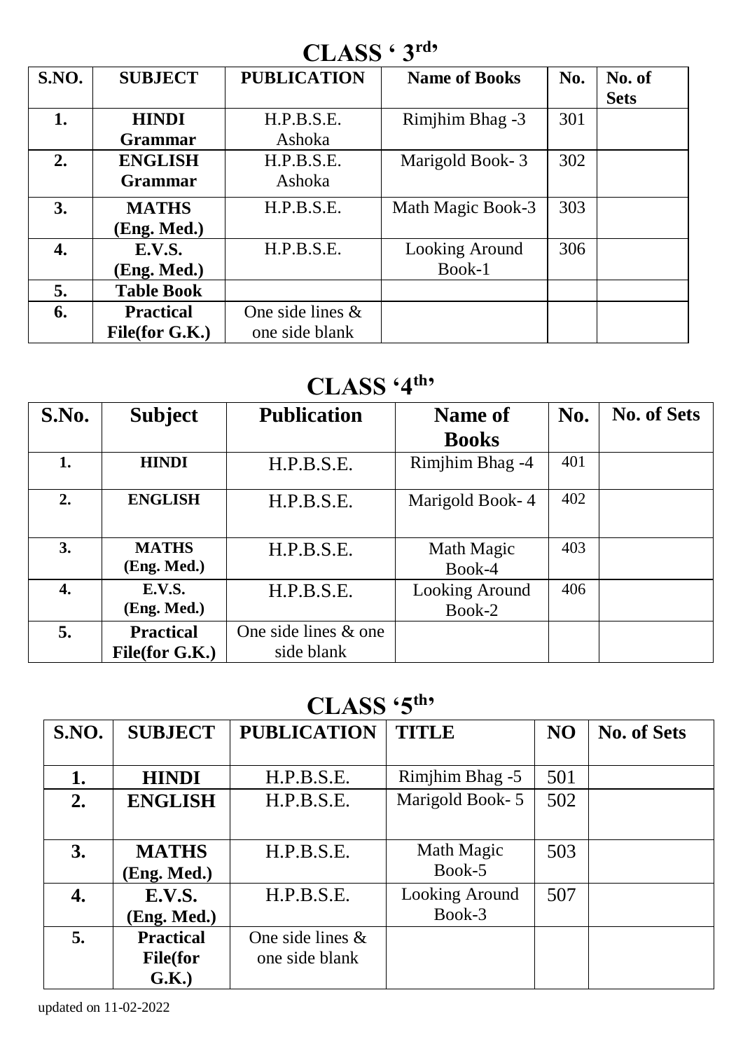## CLASS '3rd'

| S.NO. | SUBJECT | PUBLICATION | Name of Books | No. | No. of Sets |
|---|---|---|---|---|---|
| 1. | **HINDI Grammar** | H.P.B.S.E. Ashoka | Rimjhim Bhag -3 | 301 | |
| 2. | **ENGLISH Grammar** | H.P.B.S.E. Ashoka | Marigold Book- 3 | 302 | |
| 3. | **MATHS (Eng. Med.)** | H.P.B.S.E. | Math Magic Book-3 | 303 | |
| 4. | **E.V.S. (Eng. Med.)** | H.P.B.S.E. | Looking Around Book-1 | 306 | |
| 5. | **Table Book** | | | | |
| 6. | **Practical File(for G.K.)** | One side lines & one side blank | | | |

## CLASS '4th'

| S.No. | Subject | Publication | Name of Books | No. | No. of Sets |
|---|---|---|---|---|---|
| 1. | **HINDI** | H.P.B.S.E. | Rimjhim Bhag -4 | 401 | |
| 2. | **ENGLISH** | H.P.B.S.E. | Marigold Book- 4 | 402 | |
| 3. | **MATHS (Eng. Med.)** | H.P.B.S.E. | Math Magic Book-4 | 403 | |
| 4. | **E.V.S. (Eng. Med.)** | H.P.B.S.E. | Looking Around Book-2 | 406 | |
| 5. | **Practical File(for G.K.)** | One side lines & one side blank | | | |

## CLASS '5th'

| S.NO. | SUBJECT | PUBLICATION | TITLE | NO | No. of Sets |
|---|---|---|---|---|---|
| 1. | **HINDI** | H.P.B.S.E. | Rimjhim Bhag -5 | 501 | |
| 2. | **ENGLISH** | H.P.B.S.E. | Marigold Book- 5 | 502 | |
| 3. | **MATHS (Eng. Med.)** | H.P.B.S.E. | Math Magic Book-5 | 503 | |
| 4. | **E.V.S. (Eng. Med.)** | H.P.B.S.E. | Looking Around Book-3 | 507 | |
| 5. | **Practical File(for G.K.)** | One side lines & one side blank | | | |

updated on 11-02-2022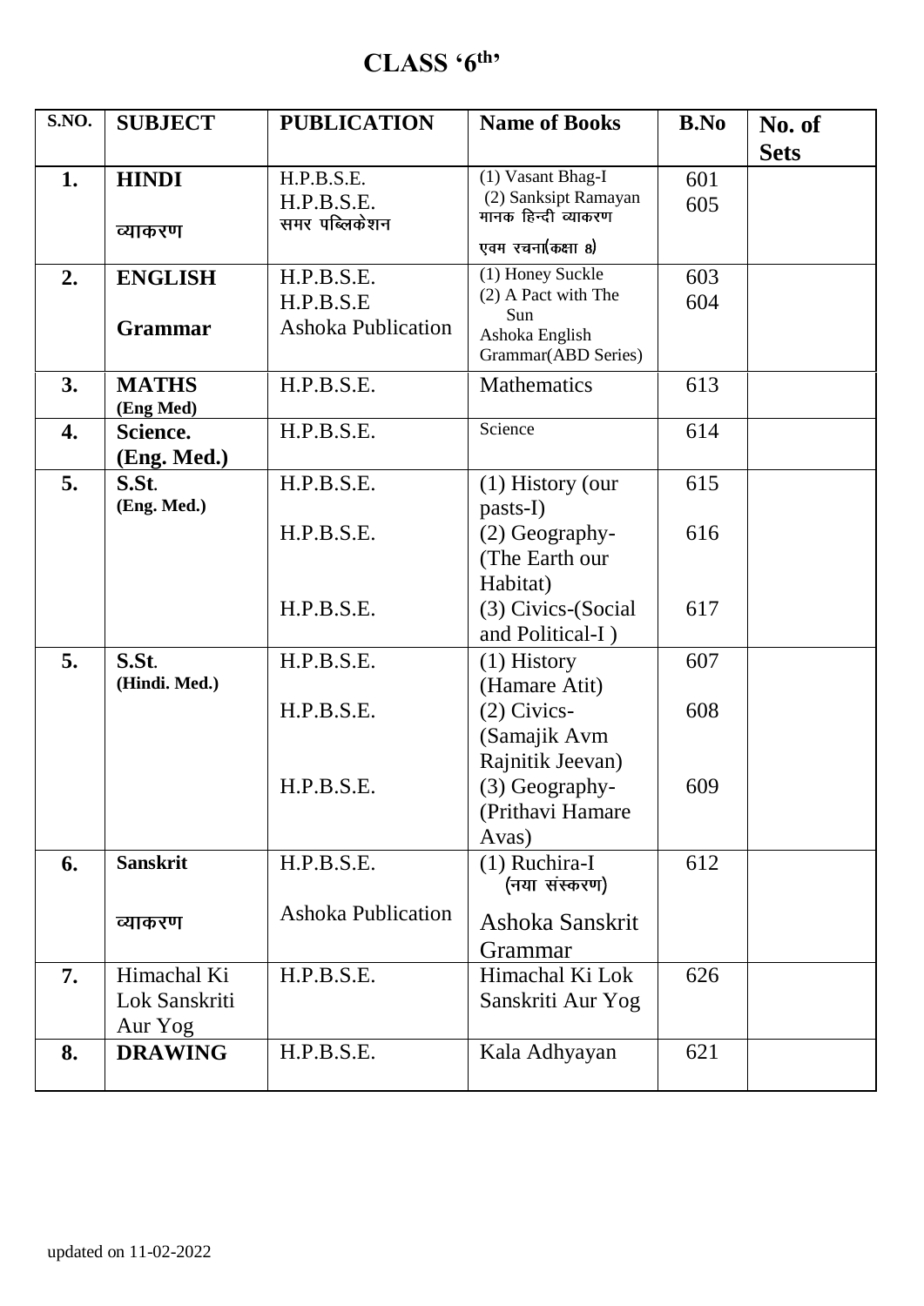# CLASS '6th'

| S.NO. | SUBJECT | PUBLICATION | Name of Books | B.No | No. of Sets |
|---|---|---|---|---|---|
| 1. | **HINDI**<br><br>व्याकरण | H.P.B.S.E.<br>H.P.B.S.E.<br>समर पब्लिकेशन | (1) Vasant Bhag-I<br>(2) Sanksipt Ramayan<br>मानक हिन्दी व्याकरण एवम रचना(कक्षा 8) | 601<br>605 | |
| 2. | **ENGLISH**<br><br>**Grammar** | H.P.B.S.E.<br>H.P.B.S.E<br>Ashoka Publication | (1) Honey Suckle<br>(2) A Pact with The Sun<br>Ashoka English Grammar(ABD Series) | 603<br>604 | |
| 3. | **MATHS (Eng Med)** | H.P.B.S.E. | Mathematics | 613 | |
| 4. | **Science. (Eng. Med.)** | H.P.B.S.E. | Science | 614 | |
| 5. | **S.St. (Eng. Med.)** | H.P.B.S.E.<br>H.P.B.S.E.<br>H.P.B.S.E. | (1) History (our pasts-I)<br>(2) Geography-(The Earth our Habitat)<br>(3) Civics-(Social and Political-I ) | 615<br>616<br>617 | |
| 5. | **S.St. (Hindi. Med.)** | H.P.B.S.E.<br>H.P.B.S.E.<br>H.P.B.S.E. | (1) History (Hamare Atit)<br>(2) Civics-(Samajik Avm Rajnitik Jeevan)<br>(3) Geography-(Prithavi Hamare Avas) | 607<br>608<br>609 | |
| 6. | **Sanskrit**<br><br>व्याकरण | H.P.B.S.E.<br><br>Ashoka Publication | (1) Ruchira-I (नया संस्करण)<br>Ashoka Sanskrit Grammar | 612 | |
| 7. | Himachal Ki Lok Sanskriti Aur Yog | H.P.B.S.E. | Himachal Ki Lok Sanskriti Aur Yog | 626 | |
| 8. | **DRAWING** | H.P.B.S.E. | Kala Adhyayan | 621 | |

updated on 11-02-2022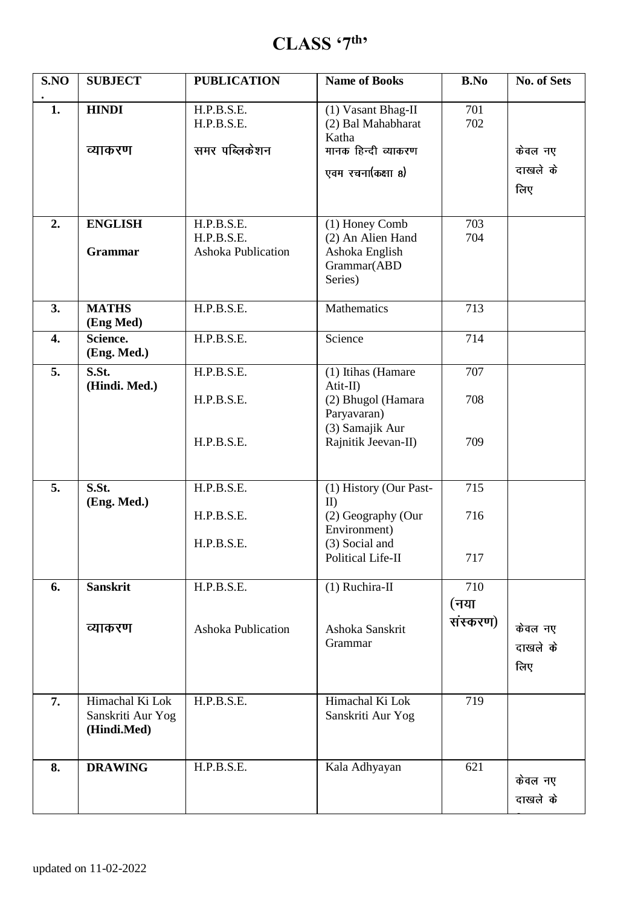# CLASS '7th'

| S.NO. | SUBJECT | PUBLICATION | Name of Books | B.No | No. of Sets |
|---|---|---|---|---|---|
| 1. | **HINDI**<br><br>व्याकरण | H.P.B.S.E.<br>H.P.B.S.E.<br><br>समर पब्लिकेशन | (1) Vasant Bhag-II<br>(2) Bal Mahabharat Katha<br>मानक हिन्दी व्याकरण एवम रचना(कक्षा 8) | 701<br>702 | केवल नए दाखले के लिए |
| 2. | **ENGLISH**<br><br>**Grammar** | H.P.B.S.E.<br>H.P.B.S.E.<br>Ashoka Publication | (1) Honey Comb<br>(2) An Alien Hand<br>Ashoka English Grammar(ABD Series) | 703<br>704 | |
| 3. | **MATHS (Eng Med)** | H.P.B.S.E. | Mathematics | 713 | |
| 4. | **Science. (Eng. Med.)** | H.P.B.S.E. | Science | 714 | |
| 5. | **S.St. (Hindi. Med.)** | H.P.B.S.E.<br><br>H.P.B.S.E.<br><br>H.P.B.S.E. | (1) Itihas (Hamare Atit-II)<br>(2) Bhugol (Hamara Paryavaran)<br>(3) Samajik Aur Rajnitik Jeevan-II) | 707<br><br>708<br><br>709 | |
| 5. | **S.St. (Eng. Med.)** | H.P.B.S.E.<br><br>H.P.B.S.E.<br><br>H.P.B.S.E. | (1) History (Our Past-II)<br>(2) Geography (Our Environment)<br>(3) Social and Political Life-II | 715<br><br>716<br><br>717 | |
| 6. | **Sanskrit**<br><br>व्याकरण | H.P.B.S.E.<br><br>Ashoka Publication | (1) Ruchira-II<br><br>Ashoka Sanskrit Grammar | 710 (नया संस्करण) | केवल नए दाखले के लिए |
| 7. | Himachal Ki Lok Sanskriti Aur Yog **(Hindi.Med)** | H.P.B.S.E. | Himachal Ki Lok Sanskriti Aur Yog | 719 | |
| 8. | **DRAWING** | H.P.B.S.E. | Kala Adhyayan | 621 | केवल नए दाखले के |

updated on 11-02-2022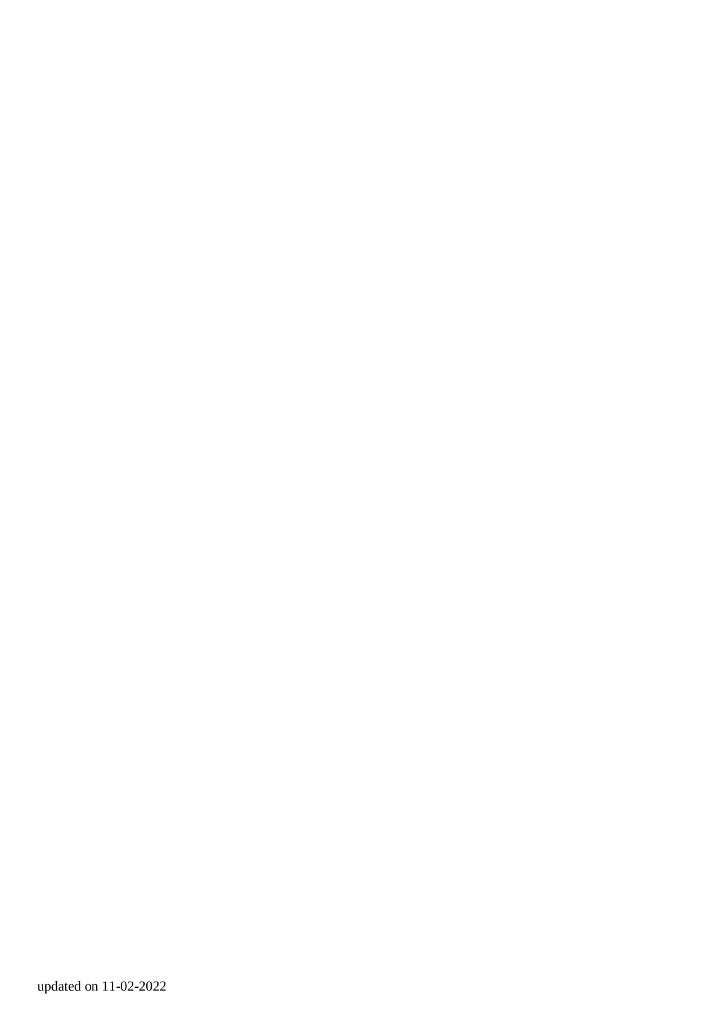updated on 11-02-2022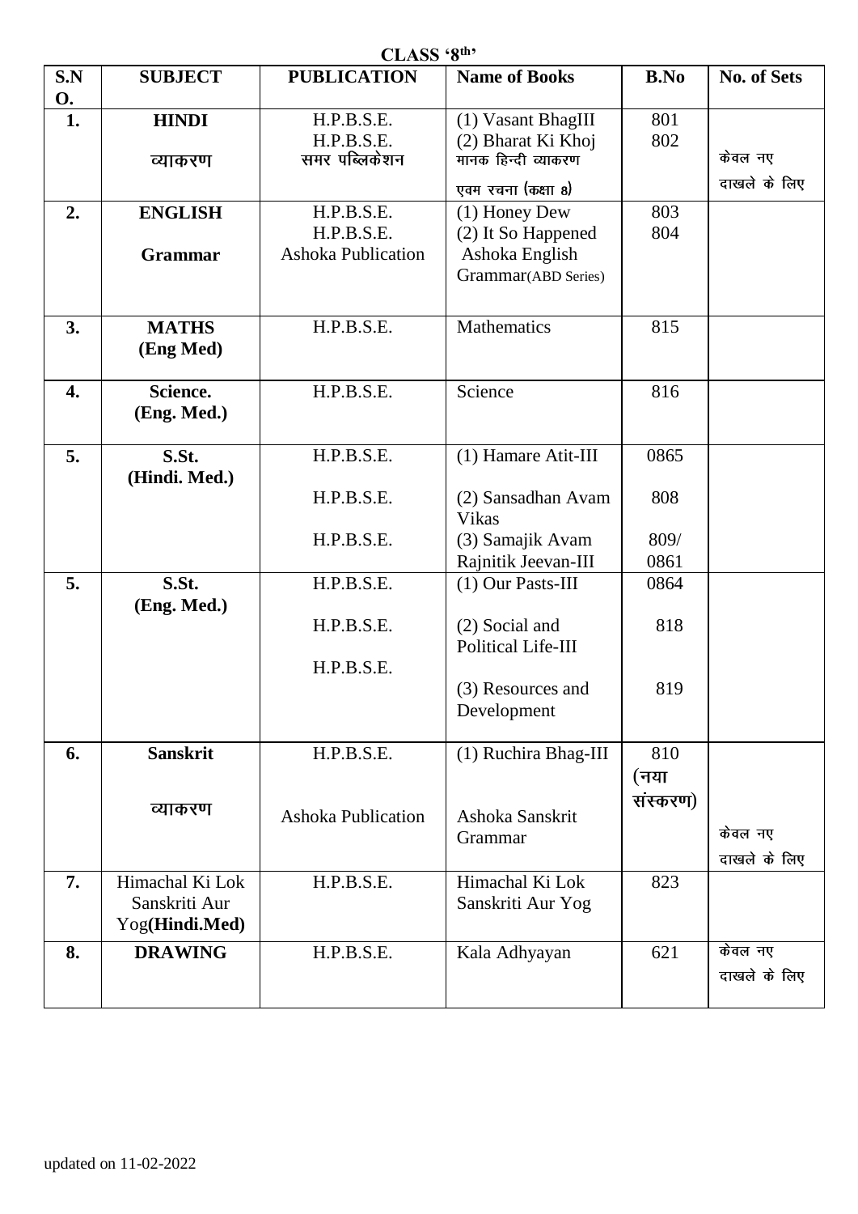**CLASS '8th'**

| S.NO. | SUBJECT | PUBLICATION | Name of Books | B.No | No. of Sets |
|---|---|---|---|---|---|
| 1. | **HINDI**<br><br>व्याकरण | H.P.B.S.E.<br>H.P.B.S.E.<br>समर पब्लिकेशन | (1) Vasant BhagIII<br>(2) Bharat Ki Khoj<br>मानक हिन्दी व्याकरण एवम रचना (कक्षा 8) | 801<br>802 | केवल नए दाखले के लिए |
| 2. | **ENGLISH**<br><br>**Grammar** | H.P.B.S.E.<br>H.P.B.S.E.<br>Ashoka Publication | (1) Honey Dew<br>(2) It So Happened<br>Ashoka English Grammar(ABD Series) | 803<br>804 | |
| 3. | **MATHS (Eng Med)** | H.P.B.S.E. | Mathematics | 815 | |
| 4. | **Science. (Eng. Med.)** | H.P.B.S.E. | Science | 816 | |
| 5. | **S.St. (Hindi. Med.)** | H.P.B.S.E.<br>H.P.B.S.E.<br>H.P.B.S.E. | (1) Hamare Atit-III<br>(2) Sansadhan Avam Vikas<br>(3) Samajik Avam Rajnitik Jeevan-III | 0865<br>808<br>809/ 0861 | |
| 5. | **S.St. (Eng. Med.)** | H.P.B.S.E.<br>H.P.B.S.E.<br>H.P.B.S.E. | (1) Our Pasts-III<br>(2) Social and Political Life-III<br>(3) Resources and Development | 0864<br>818<br>819 | |
| 6. | **Sanskrit**<br><br>व्याकरण | H.P.B.S.E.<br><br>Ashoka Publication | (1) Ruchira Bhag-III<br><br>Ashoka Sanskrit Grammar | 810 (नया संस्करण) | केवल नए दाखले के लिए |
| 7. | Himachal Ki Lok Sanskriti Aur Yog**(Hindi.Med)** | H.P.B.S.E. | Himachal Ki Lok Sanskriti Aur Yog | 823 | |
| 8. | **DRAWING** | H.P.B.S.E. | Kala Adhyayan | 621 | केवल नए दाखले के लिए |

updated on 11-02-2022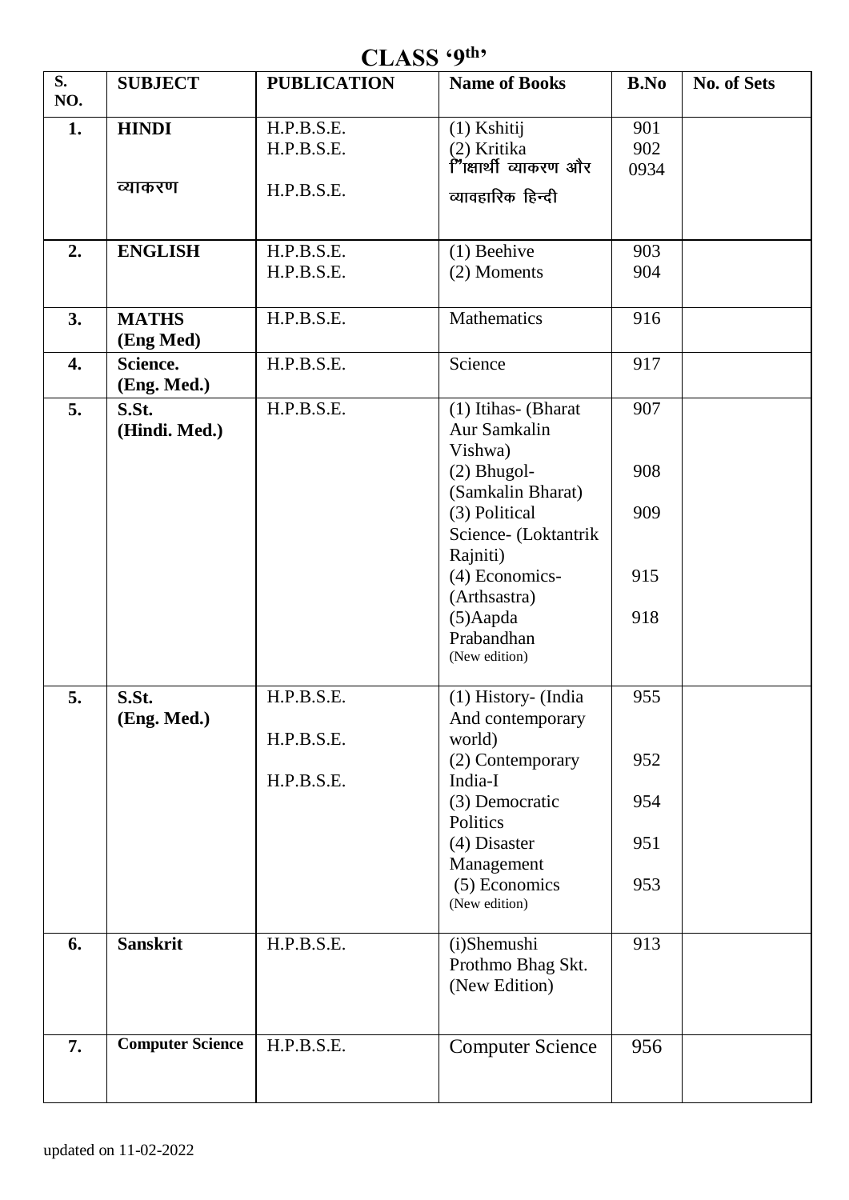# CLASS '9th'

| S. NO. | SUBJECT | PUBLICATION | Name of Books | B.No | No. of Sets |
|---|---|---|---|---|---|
| 1. | **HINDI**<br><br>व्याकरण | H.P.B.S.E.<br>H.P.B.S.E.<br><br>H.P.B.S.E. | (1) Kshitij<br>(2) Kritika<br>ि"ाक्षार्थी व्याकरण और व्यावहारिक हिन्दी | 901<br>902<br>0934 | |
| 2. | **ENGLISH** | H.P.B.S.E.<br>H.P.B.S.E. | (1) Beehive<br>(2) Moments | 903<br>904 | |
| 3. | **MATHS (Eng Med)** | H.P.B.S.E. | Mathematics | 916 | |
| 4. | **Science. (Eng. Med.)** | H.P.B.S.E. | Science | 917 | |
| 5. | **S.St. (Hindi. Med.)** | H.P.B.S.E. | (1) Itihas- (Bharat Aur Samkalin Vishwa)<br>(2) Bhugol- (Samkalin Bharat)<br>(3) Political Science- (Loktantrik Rajniti)<br>(4) Economics- (Arthsastra)<br>(5)Aapda Prabandhan<br>(New edition) | 907<br><br>908<br><br>909<br><br>915<br><br>918 | |
| 5. | **S.St. (Eng. Med.)** | H.P.B.S.E.<br><br>H.P.B.S.E.<br><br>H.P.B.S.E. | (1) History- (India And contemporary world)<br>(2) Contemporary India-I<br>(3) Democratic Politics<br>(4) Disaster Management<br>(5) Economics<br>(New edition) | 955<br><br>952<br><br>954<br><br>951<br><br>953 | |
| 6. | **Sanskrit** | H.P.B.S.E. | (i)Shemushi Prothmo Bhag Skt. (New Edition) | 913 | |
| 7. | **Computer Science** | H.P.B.S.E. | Computer Science | 956 | |

updated on 11-02-2022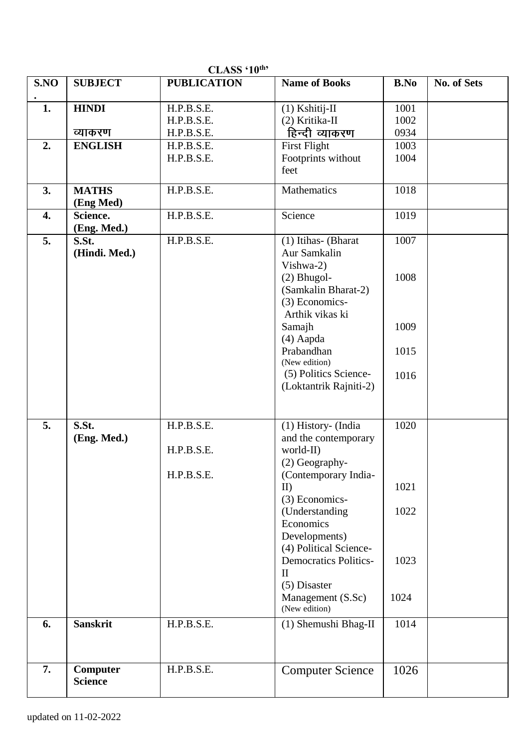**CLASS '10th'**

| S.NO. | SUBJECT | PUBLICATION | Name of Books | B.No | No. of Sets |
|---|---|---|---|---|---|
| **1.** | **HINDI** | H.P.B.S.E. | (1) Kshitij-II | 1001 | |
| | | H.P.B.S.E. | (2) Kritika-II | 1002 | |
| | व्याकरण | H.P.B.S.E. | हिन्दी व्याकरण | 0934 | |
| **2.** | **ENGLISH** | H.P.B.S.E. | First Flight | 1003 | |
| | | H.P.B.S.E. | Footprints without feet | 1004 | |
| **3.** | **MATHS (Eng Med)** | H.P.B.S.E. | Mathematics | 1018 | |
| **4.** | **Science. (Eng. Med.)** | H.P.B.S.E. | Science | 1019 | |
| **5.** | **S.St. (Hindi. Med.)** | H.P.B.S.E. | (1) Itihas- (Bharat Aur Samkalin Vishwa-2) | 1007 | |
| | | | (2) Bhugol- (Samkalin Bharat-2) | 1008 | |
| | | | (3) Economics- Arthik vikas ki Samajh | 1009 | |
| | | | (4) Aapda Prabandhan (New edition) | 1015 | |
| | | | (5) Politics Science- (Loktantrik Rajniti-2) | 1016 | |
| **5.** | **S.St. (Eng. Med.)** | H.P.B.S.E. | (1) History- (India and the contemporary world-II) | 1020 | |
| | | H.P.B.S.E. | (2) Geography- (Contemporary India-II) | 1021 | |
| | | H.P.B.S.E. | (3) Economics- (Understanding Economics Developments) | 1022 | |
| | | | (4) Political Science- Democratics Politics-II | 1023 | |
| | | | (5) Disaster Management (S.Sc) (New edition) | 1024 | |
| **6.** | **Sanskrit** | H.P.B.S.E. | (1) Shemushi Bhag-II | 1014 | |
| **7.** | **Computer Science** | H.P.B.S.E. | Computer Science | 1026 | |

updated on 11-02-2022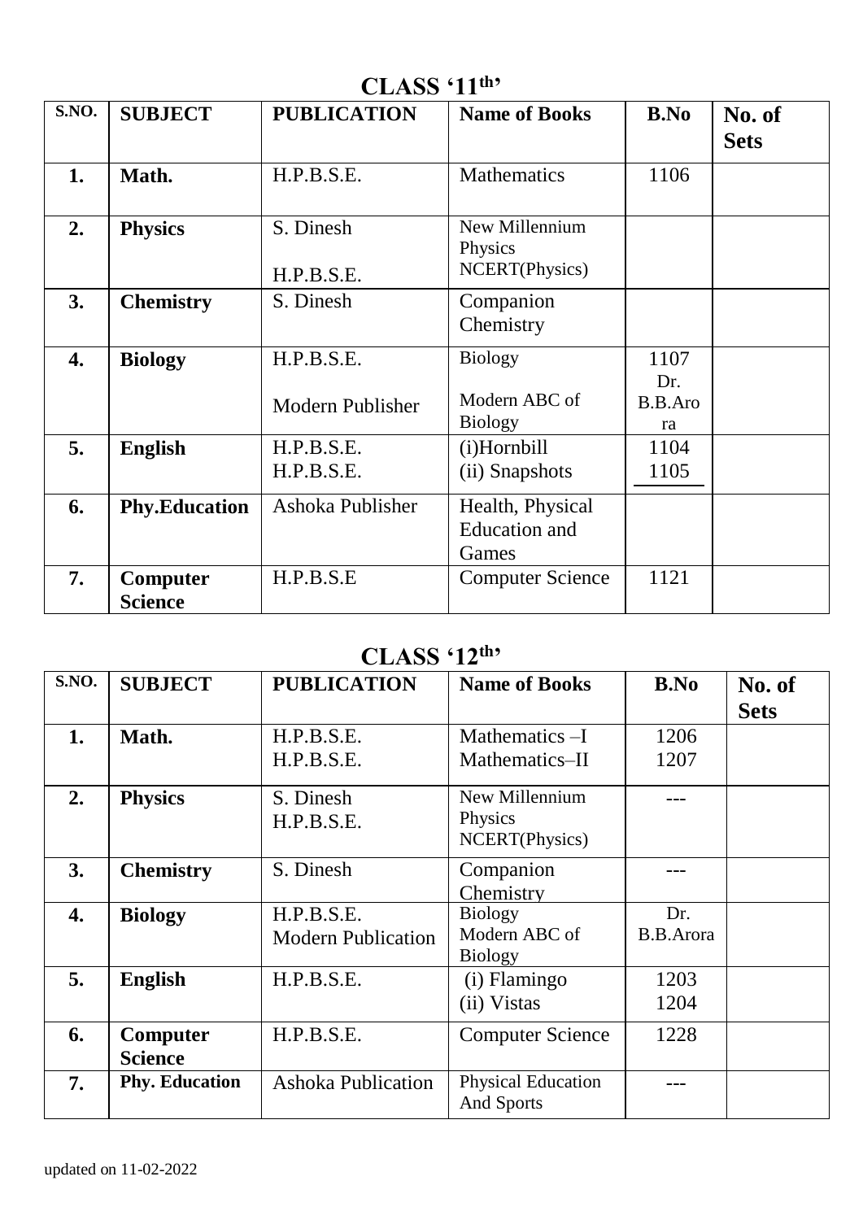## CLASS '11th'

| S.NO. | SUBJECT | PUBLICATION | Name of Books | B.No | No. of Sets |
|---|---|---|---|---|---|
| 1. | Math. | H.P.B.S.E. | Mathematics | 1106 | |
| 2. | Physics | S. Dinesh<br>H.P.B.S.E. | New Millennium Physics<br>NCERT(Physics) | | |
| 3. | Chemistry | S. Dinesh | Companion Chemistry | | |
| 4. | Biology | H.P.B.S.E.<br>Modern Publisher | Biology<br>Modern ABC of Biology | 1107<br>Dr. B.B.Arora | |
| 5. | English | H.P.B.S.E.<br>H.P.B.S.E. | (i)Hornbill<br>(ii) Snapshots | 1104<br>1105 | |
| 6. | Phy.Education | Ashoka Publisher | Health, Physical Education and Games | | |
| 7. | Computer Science | H.P.B.S.E | Computer Science | 1121 | |

## CLASS '12th'

| S.NO. | SUBJECT | PUBLICATION | Name of Books | B.No | No. of Sets |
|---|---|---|---|---|---|
| 1. | Math. | H.P.B.S.E.<br>H.P.B.S.E. | Mathematics –I<br>Mathematics–II | 1206<br>1207 | |
| 2. | Physics | S. Dinesh<br>H.P.B.S.E. | New Millennium Physics<br>NCERT(Physics) | --- | |
| 3. | Chemistry | S. Dinesh | Companion Chemistry | --- | |
| 4. | Biology | H.P.B.S.E.<br>Modern Publication | Biology<br>Modern ABC of Biology | Dr. B.B.Arora | |
| 5. | English | H.P.B.S.E. | (i) Flamingo<br>(ii) Vistas | 1203<br>1204 | |
| 6. | Computer Science | H.P.B.S.E. | Computer Science | 1228 | |
| 7. | Phy. Education | Ashoka Publication | Physical Education And Sports | --- | |

updated on 11-02-2022